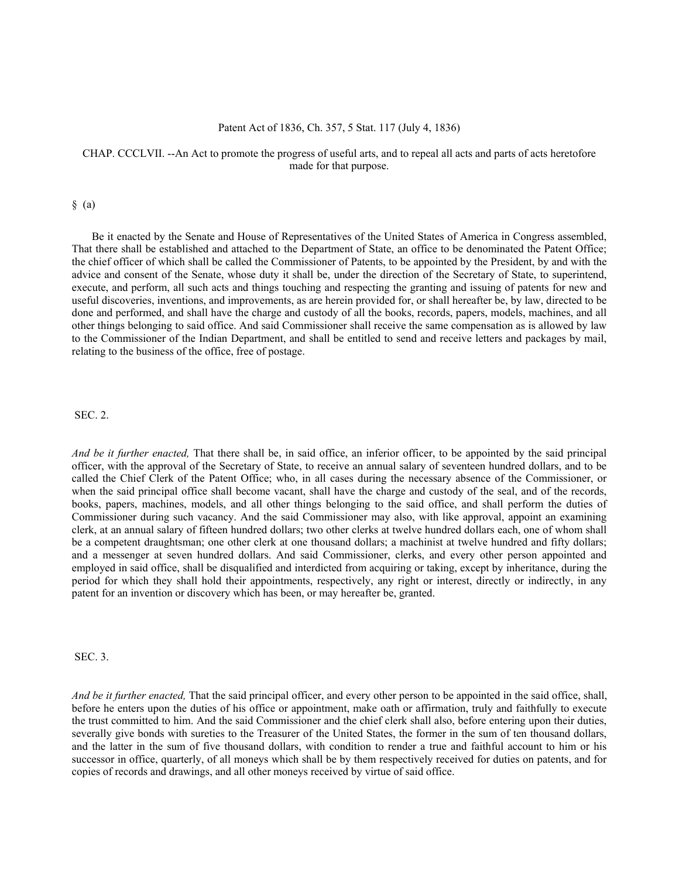Patent Act of 1836, Ch. 357, 5 Stat. 117 (July 4, 1836)

CHAP. CCCLVII. --An Act to promote the progress of useful arts, and to repeal all acts and parts of acts heretofore made for that purpose.

§ (a)

Be it enacted by the Senate and House of Representatives of the United States of America in Congress assembled, That there shall be established and attached to the Department of State, an office to be denominated the Patent Office; the chief officer of which shall be called the Commissioner of Patents, to be appointed by the President, by and with the advice and consent of the Senate, whose duty it shall be, under the direction of the Secretary of State, to superintend, execute, and perform, all such acts and things touching and respecting the granting and issuing of patents for new and useful discoveries, inventions, and improvements, as are herein provided for, or shall hereafter be, by law, directed to be done and performed, and shall have the charge and custody of all the books, records, papers, models, machines, and all other things belonging to said office. And said Commissioner shall receive the same compensation as is allowed by law to the Commissioner of the Indian Department, and shall be entitled to send and receive letters and packages by mail, relating to the business of the office, free of postage.

SEC. 2.

*And be it further enacted,* That there shall be, in said office, an inferior officer, to be appointed by the said principal officer, with the approval of the Secretary of State, to receive an annual salary of seventeen hundred dollars, and to be called the Chief Clerk of the Patent Office; who, in all cases during the necessary absence of the Commissioner, or when the said principal office shall become vacant, shall have the charge and custody of the seal, and of the records, books, papers, machines, models, and all other things belonging to the said office, and shall perform the duties of Commissioner during such vacancy. And the said Commissioner may also, with like approval, appoint an examining clerk, at an annual salary of fifteen hundred dollars; two other clerks at twelve hundred dollars each, one of whom shall be a competent draughtsman; one other clerk at one thousand dollars; a machinist at twelve hundred and fifty dollars; and a messenger at seven hundred dollars. And said Commissioner, clerks, and every other person appointed and employed in said office, shall be disqualified and interdicted from acquiring or taking, except by inheritance, during the period for which they shall hold their appointments, respectively, any right or interest, directly or indirectly, in any patent for an invention or discovery which has been, or may hereafter be, granted.

SEC. 3.

*And be it further enacted,* That the said principal officer, and every other person to be appointed in the said office, shall, before he enters upon the duties of his office or appointment, make oath or affirmation, truly and faithfully to execute the trust committed to him. And the said Commissioner and the chief clerk shall also, before entering upon their duties, severally give bonds with sureties to the Treasurer of the United States, the former in the sum of ten thousand dollars, and the latter in the sum of five thousand dollars, with condition to render a true and faithful account to him or his successor in office, quarterly, of all moneys which shall be by them respectively received for duties on patents, and for copies of records and drawings, and all other moneys received by virtue of said office.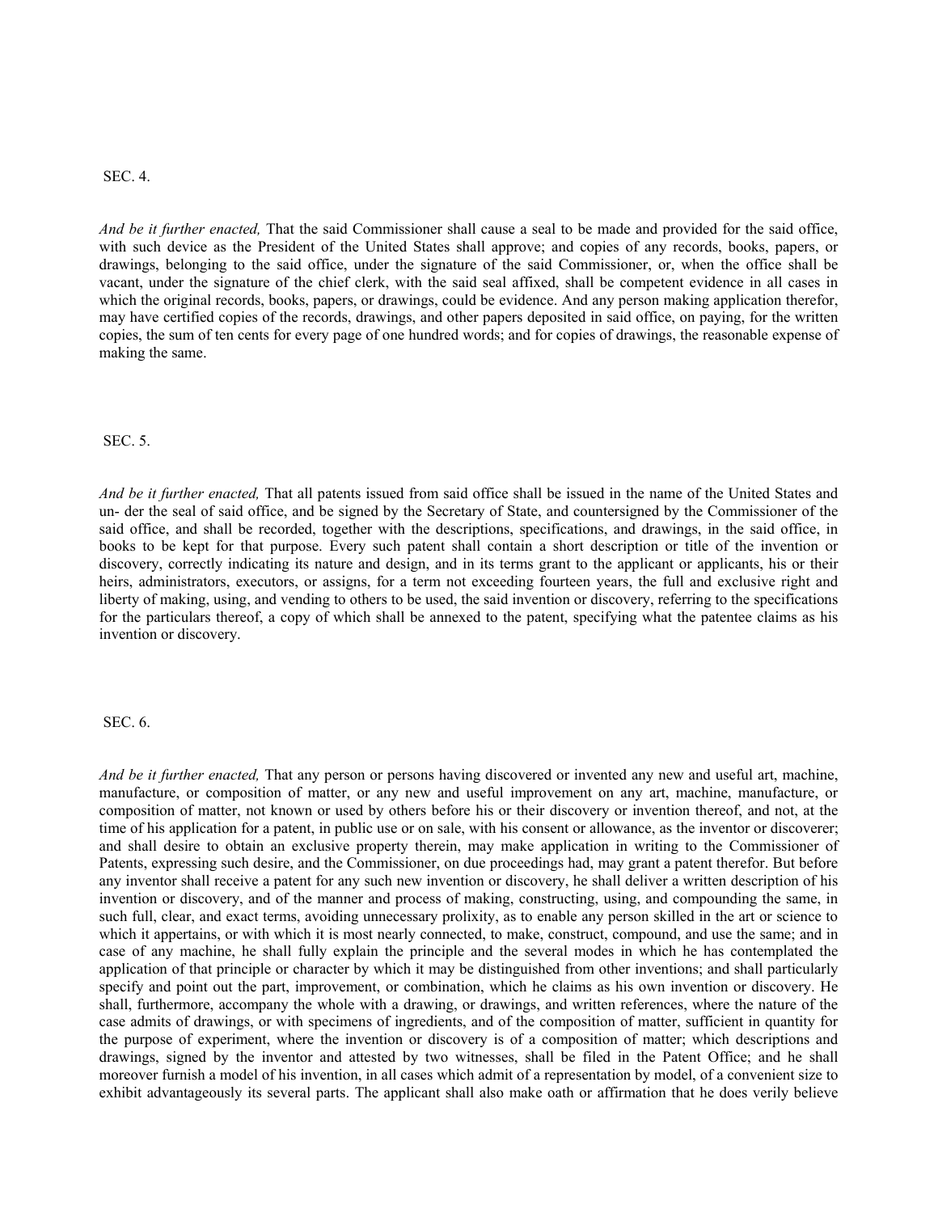SEC. 4.

*And be it further enacted,* That the said Commissioner shall cause a seal to be made and provided for the said office, with such device as the President of the United States shall approve; and copies of any records, books, papers, or drawings, belonging to the said office, under the signature of the said Commissioner, or, when the office shall be vacant, under the signature of the chief clerk, with the said seal affixed, shall be competent evidence in all cases in which the original records, books, papers, or drawings, could be evidence. And any person making application therefor, may have certified copies of the records, drawings, and other papers deposited in said office, on paying, for the written copies, the sum of ten cents for every page of one hundred words; and for copies of drawings, the reasonable expense of making the same.

SEC. 5.

*And be it further enacted,* That all patents issued from said office shall be issued in the name of the United States and un- der the seal of said office, and be signed by the Secretary of State, and countersigned by the Commissioner of the said office, and shall be recorded, together with the descriptions, specifications, and drawings, in the said office, in books to be kept for that purpose. Every such patent shall contain a short description or title of the invention or discovery, correctly indicating its nature and design, and in its terms grant to the applicant or applicants, his or their heirs, administrators, executors, or assigns, for a term not exceeding fourteen years, the full and exclusive right and liberty of making, using, and vending to others to be used, the said invention or discovery, referring to the specifications for the particulars thereof, a copy of which shall be annexed to the patent, specifying what the patentee claims as his invention or discovery.

SEC. 6.

*And be it further enacted,* That any person or persons having discovered or invented any new and useful art, machine, manufacture, or composition of matter, or any new and useful improvement on any art, machine, manufacture, or composition of matter, not known or used by others before his or their discovery or invention thereof, and not, at the time of his application for a patent, in public use or on sale, with his consent or allowance, as the inventor or discoverer; and shall desire to obtain an exclusive property therein, may make application in writing to the Commissioner of Patents, expressing such desire, and the Commissioner, on due proceedings had, may grant a patent therefor. But before any inventor shall receive a patent for any such new invention or discovery, he shall deliver a written description of his invention or discovery, and of the manner and process of making, constructing, using, and compounding the same, in such full, clear, and exact terms, avoiding unnecessary prolixity, as to enable any person skilled in the art or science to which it appertains, or with which it is most nearly connected, to make, construct, compound, and use the same; and in case of any machine, he shall fully explain the principle and the several modes in which he has contemplated the application of that principle or character by which it may be distinguished from other inventions; and shall particularly specify and point out the part, improvement, or combination, which he claims as his own invention or discovery. He shall, furthermore, accompany the whole with a drawing, or drawings, and written references, where the nature of the case admits of drawings, or with specimens of ingredients, and of the composition of matter, sufficient in quantity for the purpose of experiment, where the invention or discovery is of a composition of matter; which descriptions and drawings, signed by the inventor and attested by two witnesses, shall be filed in the Patent Office; and he shall moreover furnish a model of his invention, in all cases which admit of a representation by model, of a convenient size to exhibit advantageously its several parts. The applicant shall also make oath or affirmation that he does verily believe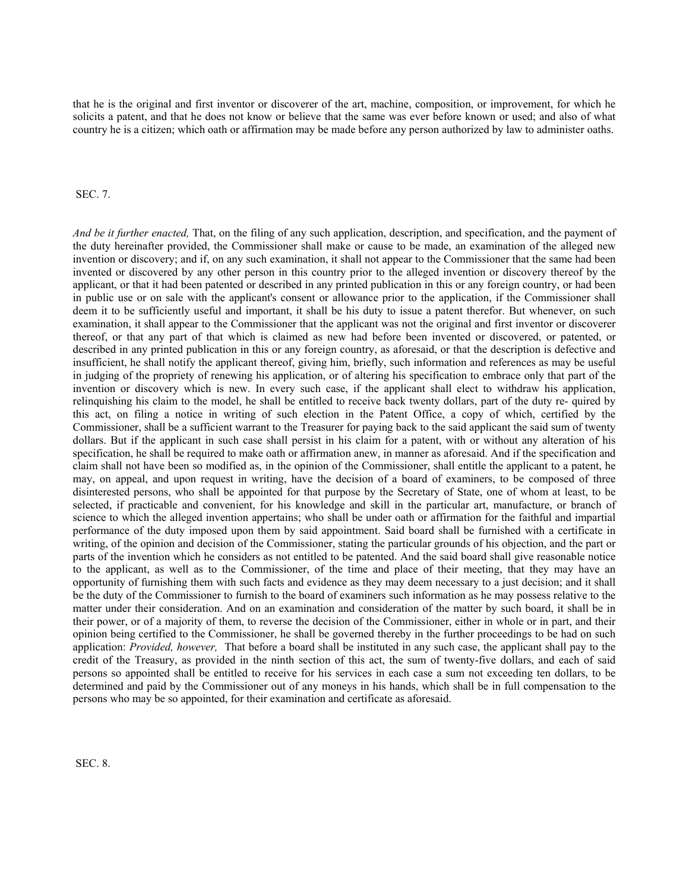that he is the original and first inventor or discoverer of the art, machine, composition, or improvement, for which he solicits a patent, and that he does not know or believe that the same was ever before known or used; and also of what country he is a citizen; which oath or affirmation may be made before any person authorized by law to administer oaths.

SEC. 7.

*And be it further enacted,* That, on the filing of any such application, description, and specification, and the payment of the duty hereinafter provided, the Commissioner shall make or cause to be made, an examination of the alleged new invention or discovery; and if, on any such examination, it shall not appear to the Commissioner that the same had been invented or discovered by any other person in this country prior to the alleged invention or discovery thereof by the applicant, or that it had been patented or described in any printed publication in this or any foreign country, or had been in public use or on sale with the applicant's consent or allowance prior to the application, if the Commissioner shall deem it to be sufficiently useful and important, it shall be his duty to issue a patent therefor. But whenever, on such examination, it shall appear to the Commissioner that the applicant was not the original and first inventor or discoverer thereof, or that any part of that which is claimed as new had before been invented or discovered, or patented, or described in any printed publication in this or any foreign country, as aforesaid, or that the description is defective and insufficient, he shall notify the applicant thereof, giving him, briefly, such information and references as may be useful in judging of the propriety of renewing his application, or of altering his specification to embrace only that part of the invention or discovery which is new. In every such case, if the applicant shall elect to withdraw his application, relinquishing his claim to the model, he shall be entitled to receive back twenty dollars, part of the duty re- quired by this act, on filing a notice in writing of such election in the Patent Office, a copy of which, certified by the Commissioner, shall be a sufficient warrant to the Treasurer for paying back to the said applicant the said sum of twenty dollars. But if the applicant in such case shall persist in his claim for a patent, with or without any alteration of his specification, he shall be required to make oath or affirmation anew, in manner as aforesaid. And if the specification and claim shall not have been so modified as, in the opinion of the Commissioner, shall entitle the applicant to a patent, he may, on appeal, and upon request in writing, have the decision of a board of examiners, to be composed of three disinterested persons, who shall be appointed for that purpose by the Secretary of State, one of whom at least, to be selected, if practicable and convenient, for his knowledge and skill in the particular art, manufacture, or branch of science to which the alleged invention appertains; who shall be under oath or affirmation for the faithful and impartial performance of the duty imposed upon them by said appointment. Said board shall be furnished with a certificate in writing, of the opinion and decision of the Commissioner, stating the particular grounds of his objection, and the part or parts of the invention which he considers as not entitled to be patented. And the said board shall give reasonable notice to the applicant, as well as to the Commissioner, of the time and place of their meeting, that they may have an opportunity of furnishing them with such facts and evidence as they may deem necessary to a just decision; and it shall be the duty of the Commissioner to furnish to the board of examiners such information as he may possess relative to the matter under their consideration. And on an examination and consideration of the matter by such board, it shall be in their power, or of a majority of them, to reverse the decision of the Commissioner, either in whole or in part, and their opinion being certified to the Commissioner, he shall be governed thereby in the further proceedings to be had on such application: *Provided, however,* That before a board shall be instituted in any such case, the applicant shall pay to the credit of the Treasury, as provided in the ninth section of this act, the sum of twenty-five dollars, and each of said persons so appointed shall be entitled to receive for his services in each case a sum not exceeding ten dollars, to be determined and paid by the Commissioner out of any moneys in his hands, which shall be in full compensation to the persons who may be so appointed, for their examination and certificate as aforesaid.

SEC. 8.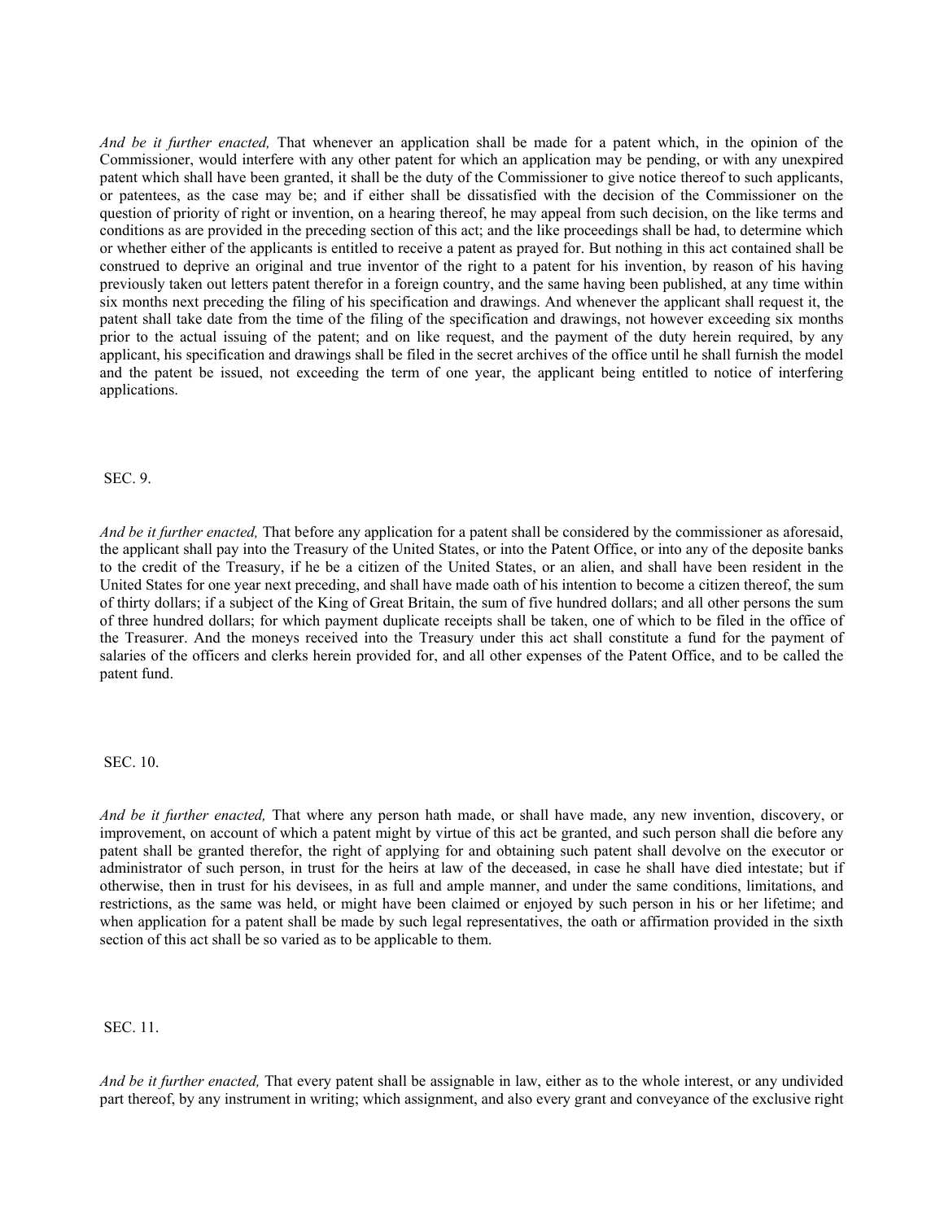*And be it further enacted,* That whenever an application shall be made for a patent which, in the opinion of the Commissioner, would interfere with any other patent for which an application may be pending, or with any unexpired patent which shall have been granted, it shall be the duty of the Commissioner to give notice thereof to such applicants, or patentees, as the case may be; and if either shall be dissatisfied with the decision of the Commissioner on the question of priority of right or invention, on a hearing thereof, he may appeal from such decision, on the like terms and conditions as are provided in the preceding section of this act; and the like proceedings shall be had, to determine which or whether either of the applicants is entitled to receive a patent as prayed for. But nothing in this act contained shall be construed to deprive an original and true inventor of the right to a patent for his invention, by reason of his having previously taken out letters patent therefor in a foreign country, and the same having been published, at any time within six months next preceding the filing of his specification and drawings. And whenever the applicant shall request it, the patent shall take date from the time of the filing of the specification and drawings, not however exceeding six months prior to the actual issuing of the patent; and on like request, and the payment of the duty herein required, by any applicant, his specification and drawings shall be filed in the secret archives of the office until he shall furnish the model and the patent be issued, not exceeding the term of one year, the applicant being entitled to notice of interfering applications.

SEC. 9.

*And be it further enacted,* That before any application for a patent shall be considered by the commissioner as aforesaid, the applicant shall pay into the Treasury of the United States, or into the Patent Office, or into any of the deposite banks to the credit of the Treasury, if he be a citizen of the United States, or an alien, and shall have been resident in the United States for one year next preceding, and shall have made oath of his intention to become a citizen thereof, the sum of thirty dollars; if a subject of the King of Great Britain, the sum of five hundred dollars; and all other persons the sum of three hundred dollars; for which payment duplicate receipts shall be taken, one of which to be filed in the office of the Treasurer. And the moneys received into the Treasury under this act shall constitute a fund for the payment of salaries of the officers and clerks herein provided for, and all other expenses of the Patent Office, and to be called the patent fund.

SEC. 10.

*And be it further enacted,* That where any person hath made, or shall have made, any new invention, discovery, or improvement, on account of which a patent might by virtue of this act be granted, and such person shall die before any patent shall be granted therefor, the right of applying for and obtaining such patent shall devolve on the executor or administrator of such person, in trust for the heirs at law of the deceased, in case he shall have died intestate; but if otherwise, then in trust for his devisees, in as full and ample manner, and under the same conditions, limitations, and restrictions, as the same was held, or might have been claimed or enjoyed by such person in his or her lifetime; and when application for a patent shall be made by such legal representatives, the oath or affirmation provided in the sixth section of this act shall be so varied as to be applicable to them.

SEC. 11.

*And be it further enacted,* That every patent shall be assignable in law, either as to the whole interest, or any undivided part thereof, by any instrument in writing; which assignment, and also every grant and conveyance of the exclusive right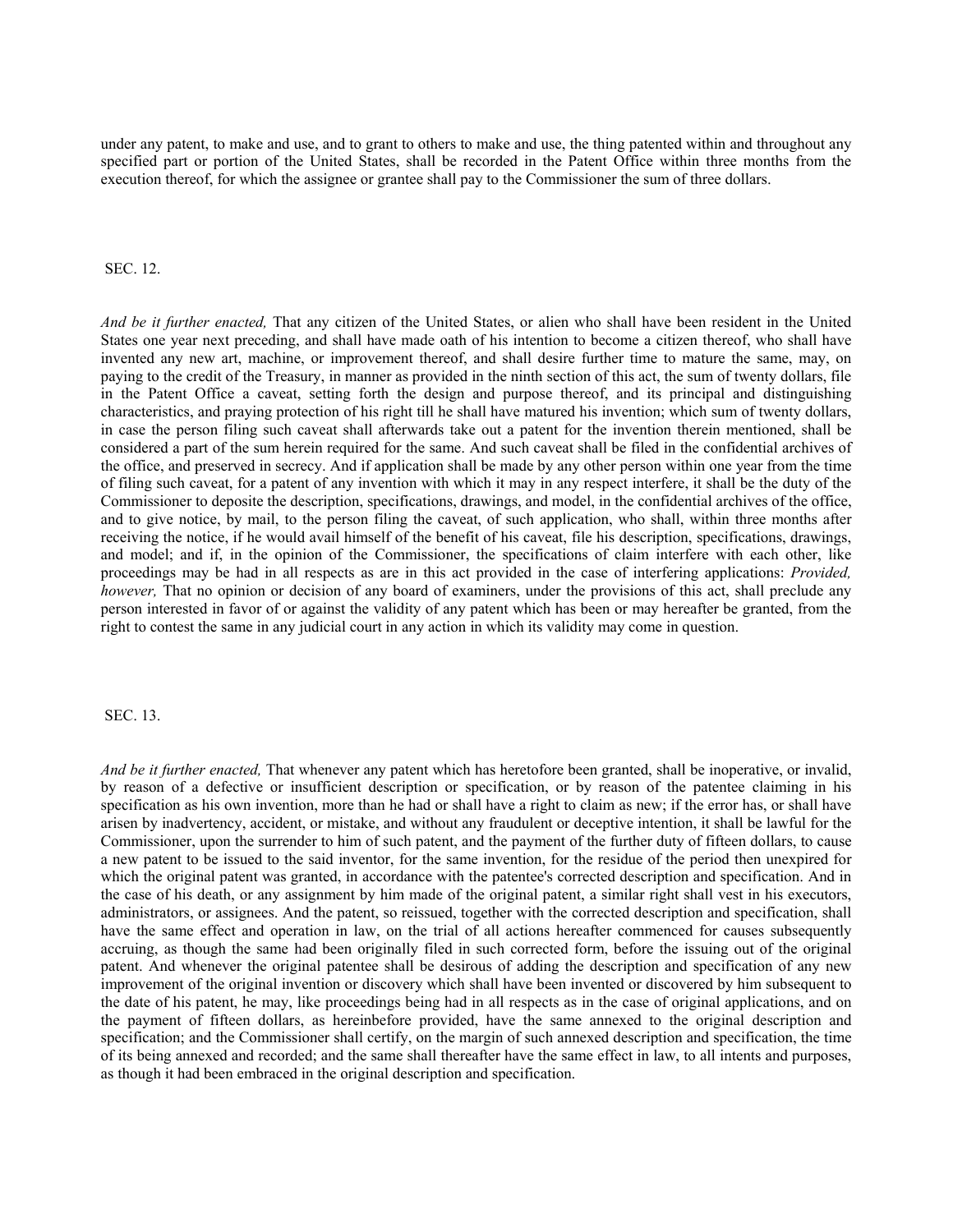under any patent, to make and use, and to grant to others to make and use, the thing patented within and throughout any specified part or portion of the United States, shall be recorded in the Patent Office within three months from the execution thereof, for which the assignee or grantee shall pay to the Commissioner the sum of three dollars.

SEC. 12.

*And be it further enacted,* That any citizen of the United States, or alien who shall have been resident in the United States one year next preceding, and shall have made oath of his intention to become a citizen thereof, who shall have invented any new art, machine, or improvement thereof, and shall desire further time to mature the same, may, on paying to the credit of the Treasury, in manner as provided in the ninth section of this act, the sum of twenty dollars, file in the Patent Office a caveat, setting forth the design and purpose thereof, and its principal and distinguishing characteristics, and praying protection of his right till he shall have matured his invention; which sum of twenty dollars, in case the person filing such caveat shall afterwards take out a patent for the invention therein mentioned, shall be considered a part of the sum herein required for the same. And such caveat shall be filed in the confidential archives of the office, and preserved in secrecy. And if application shall be made by any other person within one year from the time of filing such caveat, for a patent of any invention with which it may in any respect interfere, it shall be the duty of the Commissioner to deposite the description, specifications, drawings, and model, in the confidential archives of the office, and to give notice, by mail, to the person filing the caveat, of such application, who shall, within three months after receiving the notice, if he would avail himself of the benefit of his caveat, file his description, specifications, drawings, and model; and if, in the opinion of the Commissioner, the specifications of claim interfere with each other, like proceedings may be had in all respects as are in this act provided in the case of interfering applications: *Provided, however,* That no opinion or decision of any board of examiners, under the provisions of this act, shall preclude any person interested in favor of or against the validity of any patent which has been or may hereafter be granted, from the right to contest the same in any judicial court in any action in which its validity may come in question.

SEC. 13.

*And be it further enacted,* That whenever any patent which has heretofore been granted, shall be inoperative, or invalid, by reason of a defective or insufficient description or specification, or by reason of the patentee claiming in his specification as his own invention, more than he had or shall have a right to claim as new; if the error has, or shall have arisen by inadvertency, accident, or mistake, and without any fraudulent or deceptive intention, it shall be lawful for the Commissioner, upon the surrender to him of such patent, and the payment of the further duty of fifteen dollars, to cause a new patent to be issued to the said inventor, for the same invention, for the residue of the period then unexpired for which the original patent was granted, in accordance with the patentee's corrected description and specification. And in the case of his death, or any assignment by him made of the original patent, a similar right shall vest in his executors, administrators, or assignees. And the patent, so reissued, together with the corrected description and specification, shall have the same effect and operation in law, on the trial of all actions hereafter commenced for causes subsequently accruing, as though the same had been originally filed in such corrected form, before the issuing out of the original patent. And whenever the original patentee shall be desirous of adding the description and specification of any new improvement of the original invention or discovery which shall have been invented or discovered by him subsequent to the date of his patent, he may, like proceedings being had in all respects as in the case of original applications, and on the payment of fifteen dollars, as hereinbefore provided, have the same annexed to the original description and specification; and the Commissioner shall certify, on the margin of such annexed description and specification, the time of its being annexed and recorded; and the same shall thereafter have the same effect in law, to all intents and purposes, as though it had been embraced in the original description and specification.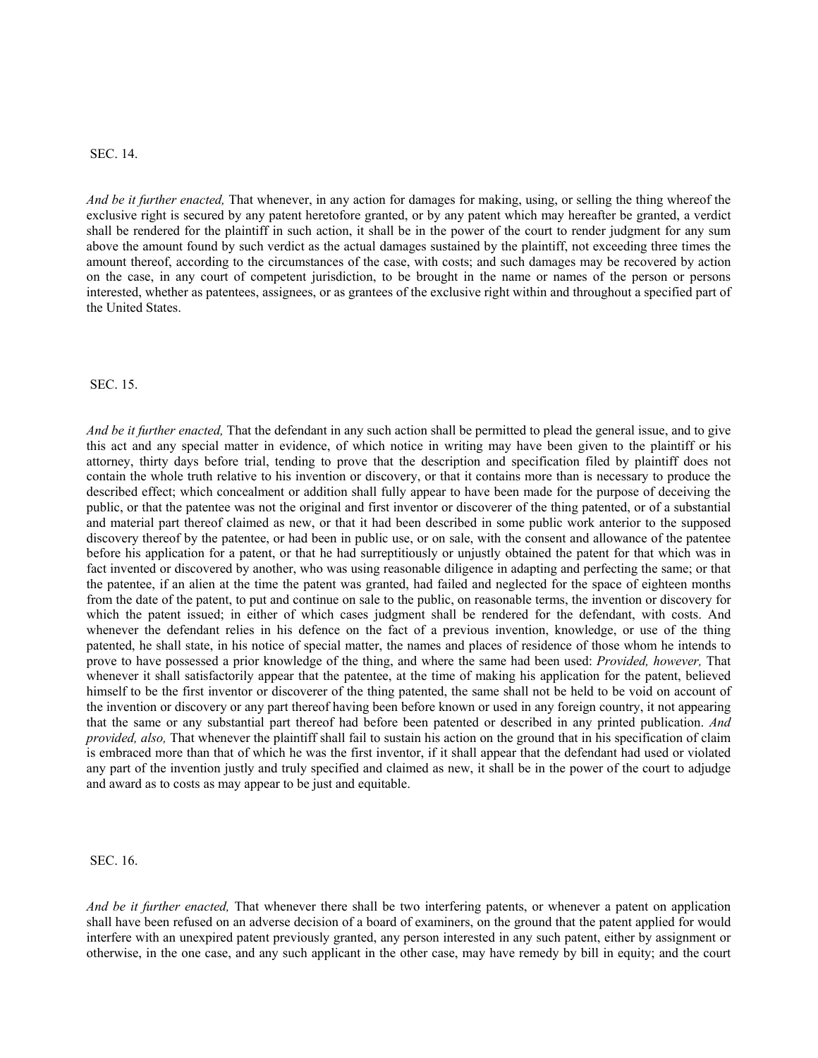SEC. 14.

*And be it further enacted,* That whenever, in any action for damages for making, using, or selling the thing whereof the exclusive right is secured by any patent heretofore granted, or by any patent which may hereafter be granted, a verdict shall be rendered for the plaintiff in such action, it shall be in the power of the court to render judgment for any sum above the amount found by such verdict as the actual damages sustained by the plaintiff, not exceeding three times the amount thereof, according to the circumstances of the case, with costs; and such damages may be recovered by action on the case, in any court of competent jurisdiction, to be brought in the name or names of the person or persons interested, whether as patentees, assignees, or as grantees of the exclusive right within and throughout a specified part of the United States.

SEC. 15.

*And be it further enacted,* That the defendant in any such action shall be permitted to plead the general issue, and to give this act and any special matter in evidence, of which notice in writing may have been given to the plaintiff or his attorney, thirty days before trial, tending to prove that the description and specification filed by plaintiff does not contain the whole truth relative to his invention or discovery, or that it contains more than is necessary to produce the described effect; which concealment or addition shall fully appear to have been made for the purpose of deceiving the public, or that the patentee was not the original and first inventor or discoverer of the thing patented, or of a substantial and material part thereof claimed as new, or that it had been described in some public work anterior to the supposed discovery thereof by the patentee, or had been in public use, or on sale, with the consent and allowance of the patentee before his application for a patent, or that he had surreptitiously or unjustly obtained the patent for that which was in fact invented or discovered by another, who was using reasonable diligence in adapting and perfecting the same; or that the patentee, if an alien at the time the patent was granted, had failed and neglected for the space of eighteen months from the date of the patent, to put and continue on sale to the public, on reasonable terms, the invention or discovery for which the patent issued; in either of which cases judgment shall be rendered for the defendant, with costs. And whenever the defendant relies in his defence on the fact of a previous invention, knowledge, or use of the thing patented, he shall state, in his notice of special matter, the names and places of residence of those whom he intends to prove to have possessed a prior knowledge of the thing, and where the same had been used: *Provided, however,* That whenever it shall satisfactorily appear that the patentee, at the time of making his application for the patent, believed himself to be the first inventor or discoverer of the thing patented, the same shall not be held to be void on account of the invention or discovery or any part thereof having been before known or used in any foreign country, it not appearing that the same or any substantial part thereof had before been patented or described in any printed publication. *And provided, also,* That whenever the plaintiff shall fail to sustain his action on the ground that in his specification of claim is embraced more than that of which he was the first inventor, if it shall appear that the defendant had used or violated any part of the invention justly and truly specified and claimed as new, it shall be in the power of the court to adjudge and award as to costs as may appear to be just and equitable.

SEC. 16.

*And be it further enacted,* That whenever there shall be two interfering patents, or whenever a patent on application shall have been refused on an adverse decision of a board of examiners, on the ground that the patent applied for would interfere with an unexpired patent previously granted, any person interested in any such patent, either by assignment or otherwise, in the one case, and any such applicant in the other case, may have remedy by bill in equity; and the court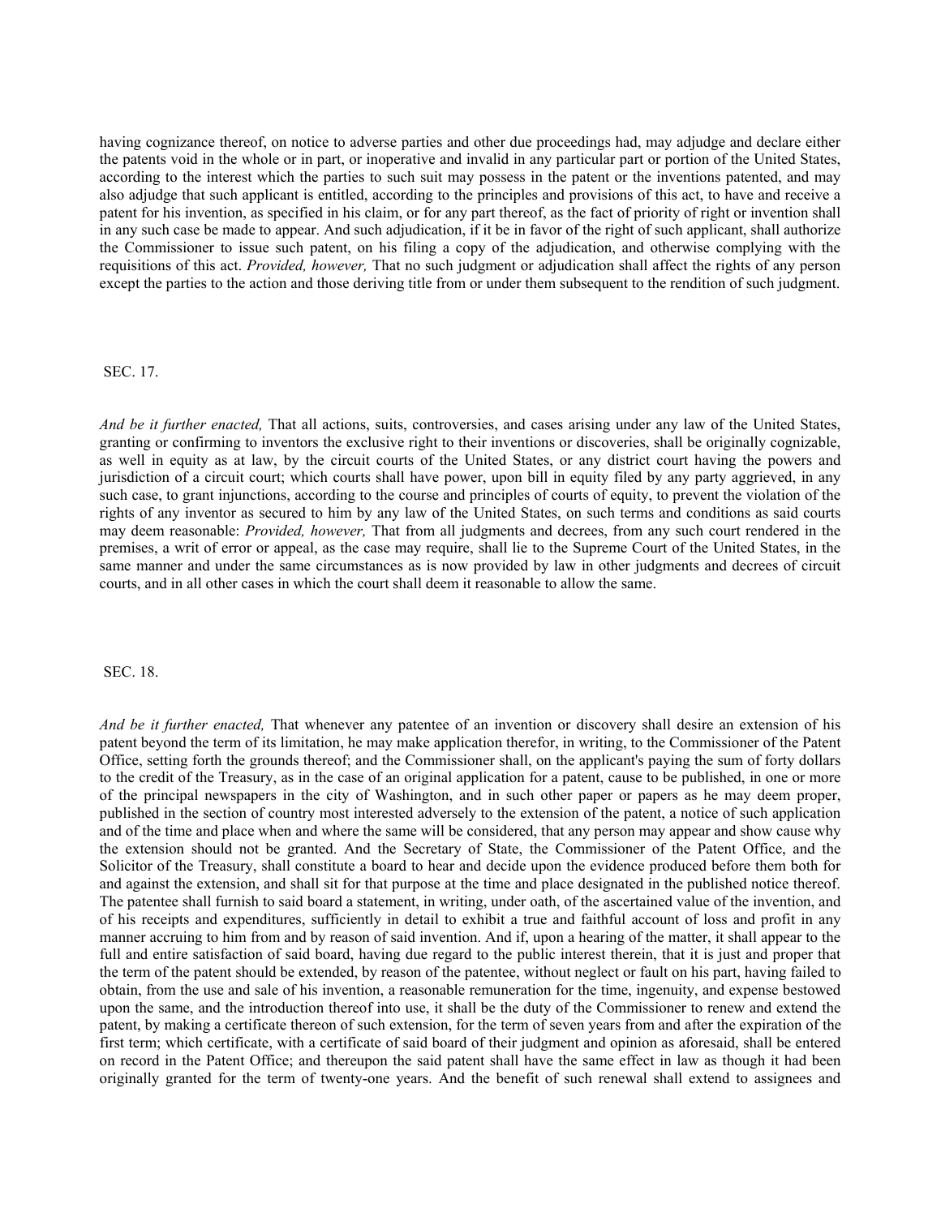having cognizance thereof, on notice to adverse parties and other due proceedings had, may adjudge and declare either the patents void in the whole or in part, or inoperative and invalid in any particular part or portion of the United States, according to the interest which the parties to such suit may possess in the patent or the inventions patented, and may also adjudge that such applicant is entitled, according to the principles and provisions of this act, to have and receive a patent for his invention, as specified in his claim, or for any part thereof, as the fact of priority of right or invention shall in any such case be made to appear. And such adjudication, if it be in favor of the right of such applicant, shall authorize the Commissioner to issue such patent, on his filing a copy of the adjudication, and otherwise complying with the requisitions of this act. *Provided, however,* That no such judgment or adjudication shall affect the rights of any person except the parties to the action and those deriving title from or under them subsequent to the rendition of such judgment.

SEC. 17.

*And be it further enacted,* That all actions, suits, controversies, and cases arising under any law of the United States, granting or confirming to inventors the exclusive right to their inventions or discoveries, shall be originally cognizable, as well in equity as at law, by the circuit courts of the United States, or any district court having the powers and jurisdiction of a circuit court; which courts shall have power, upon bill in equity filed by any party aggrieved, in any such case, to grant injunctions, according to the course and principles of courts of equity, to prevent the violation of the rights of any inventor as secured to him by any law of the United States, on such terms and conditions as said courts may deem reasonable: *Provided, however,* That from all judgments and decrees, from any such court rendered in the premises, a writ of error or appeal, as the case may require, shall lie to the Supreme Court of the United States, in the same manner and under the same circumstances as is now provided by law in other judgments and decrees of circuit courts, and in all other cases in which the court shall deem it reasonable to allow the same.

SEC. 18.

*And be it further enacted,* That whenever any patentee of an invention or discovery shall desire an extension of his patent beyond the term of its limitation, he may make application therefor, in writing, to the Commissioner of the Patent Office, setting forth the grounds thereof; and the Commissioner shall, on the applicant's paying the sum of forty dollars to the credit of the Treasury, as in the case of an original application for a patent, cause to be published, in one or more of the principal newspapers in the city of Washington, and in such other paper or papers as he may deem proper, published in the section of country most interested adversely to the extension of the patent, a notice of such application and of the time and place when and where the same will be considered, that any person may appear and show cause why the extension should not be granted. And the Secretary of State, the Commissioner of the Patent Office, and the Solicitor of the Treasury, shall constitute a board to hear and decide upon the evidence produced before them both for and against the extension, and shall sit for that purpose at the time and place designated in the published notice thereof. The patentee shall furnish to said board a statement, in writing, under oath, of the ascertained value of the invention, and of his receipts and expenditures, sufficiently in detail to exhibit a true and faithful account of loss and profit in any manner accruing to him from and by reason of said invention. And if, upon a hearing of the matter, it shall appear to the full and entire satisfaction of said board, having due regard to the public interest therein, that it is just and proper that the term of the patent should be extended, by reason of the patentee, without neglect or fault on his part, having failed to obtain, from the use and sale of his invention, a reasonable remuneration for the time, ingenuity, and expense bestowed upon the same, and the introduction thereof into use, it shall be the duty of the Commissioner to renew and extend the patent, by making a certificate thereon of such extension, for the term of seven years from and after the expiration of the first term; which certificate, with a certificate of said board of their judgment and opinion as aforesaid, shall be entered on record in the Patent Office; and thereupon the said patent shall have the same effect in law as though it had been originally granted for the term of twenty-one years. And the benefit of such renewal shall extend to assignees and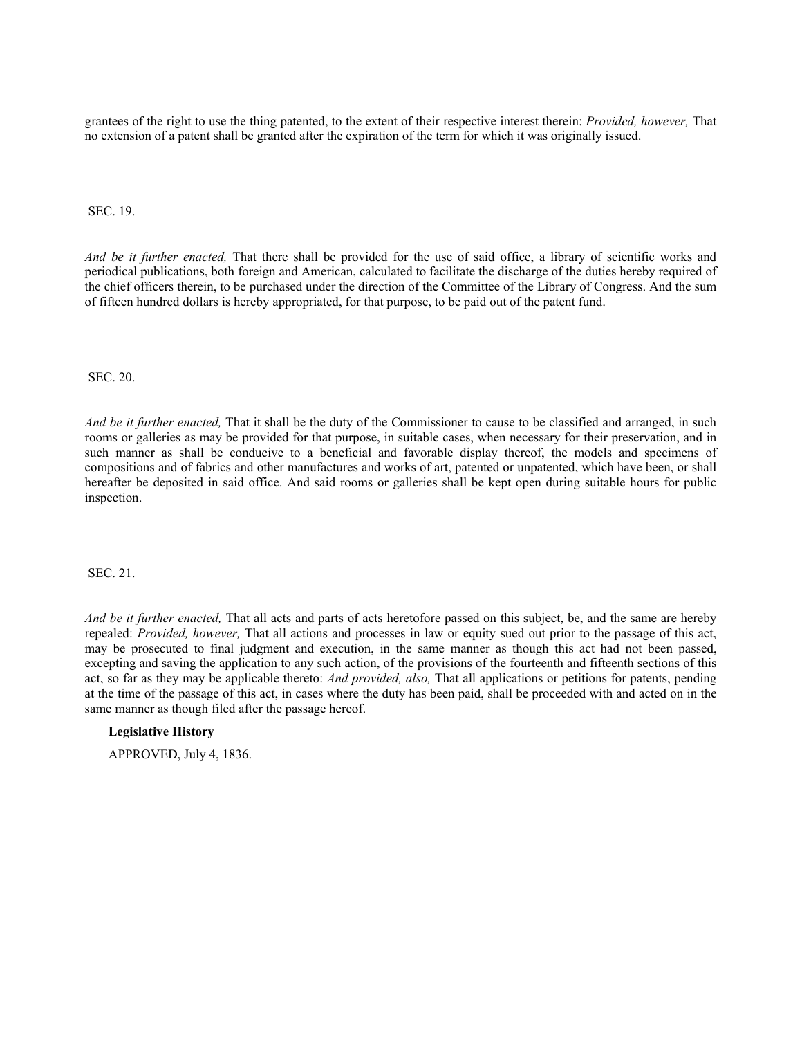grantees of the right to use the thing patented, to the extent of their respective interest therein: *Provided, however,* That no extension of a patent shall be granted after the expiration of the term for which it was originally issued.

SEC. 19.

*And be it further enacted,* That there shall be provided for the use of said office, a library of scientific works and periodical publications, both foreign and American, calculated to facilitate the discharge of the duties hereby required of the chief officers therein, to be purchased under the direction of the Committee of the Library of Congress. And the sum of fifteen hundred dollars is hereby appropriated, for that purpose, to be paid out of the patent fund.

SEC. 20.

*And be it further enacted,* That it shall be the duty of the Commissioner to cause to be classified and arranged, in such rooms or galleries as may be provided for that purpose, in suitable cases, when necessary for their preservation, and in such manner as shall be conducive to a beneficial and favorable display thereof, the models and specimens of compositions and of fabrics and other manufactures and works of art, patented or unpatented, which have been, or shall hereafter be deposited in said office. And said rooms or galleries shall be kept open during suitable hours for public inspection.

SEC. 21.

*And be it further enacted,* That all acts and parts of acts heretofore passed on this subject, be, and the same are hereby repealed: *Provided, however,* That all actions and processes in law or equity sued out prior to the passage of this act, may be prosecuted to final judgment and execution, in the same manner as though this act had not been passed, excepting and saving the application to any such action, of the provisions of the fourteenth and fifteenth sections of this act, so far as they may be applicable thereto: *And provided, also,* That all applications or petitions for patents, pending at the time of the passage of this act, in cases where the duty has been paid, shall be proceeded with and acted on in the same manner as though filed after the passage hereof.

**Legislative History**

APPROVED, July 4, 1836.